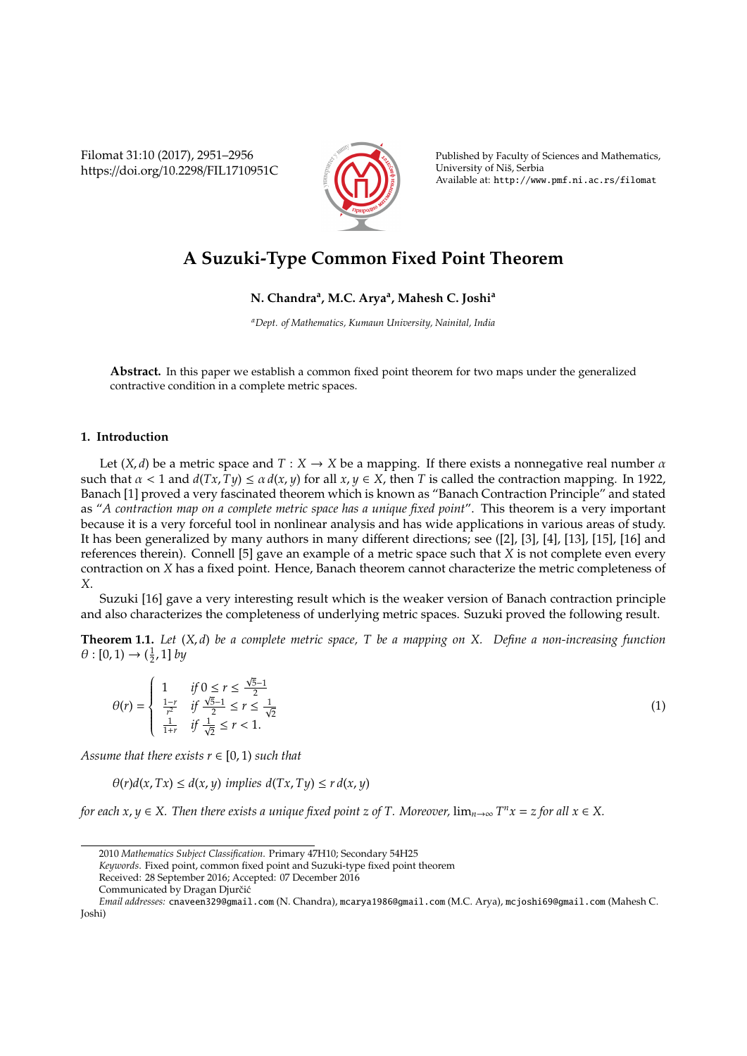# A Suzuki-Type Common Fixed Point Theorem

**N. Chandra[a], M.C. Arya[a], Mahesh C. Joshi[a]**

[a]*Dept. of Mathematics, Kumaun University, Nainital, India*

**Abstract.** In this paper we establish a common fixed point theorem for two maps under the generalized contractive condition in a complete metric spaces.

## 1. Introduction

Let $(X, d)$ be a metric space and $T : X \to X$ be a mapping. If there exists a nonnegative real number $\alpha$ such that $\alpha < 1$ and $d(Tx, Ty) \leq \alpha\, d(x, y)$ for all $x, y \in X$, then $T$ is called the contraction mapping. In 1922, Banach [1] proved a very fascinated theorem which is known as "Banach Contraction Principle" and stated as "*A contraction map on a complete metric space has a unique fixed point*". This theorem is a very important because it is a very forceful tool in nonlinear analysis and has wide applications in various areas of study. It has been generalized by many authors in many different directions; see ([2], [3], [4], [13], [15], [16] and references therein). Connell [5] gave an example of a metric space such that $X$ is not complete even every contraction on $X$ has a fixed point. Hence, Banach theorem cannot characterize the metric completeness of $X$.

Suzuki [16] gave a very interesting result which is the weaker version of Banach contraction principle and also characterizes the completeness of underlying metric spaces. Suzuki proved the following result.

**Theorem 1.1.** *Let $(X, d)$ be a complete metric space, $T$ be a mapping on $X$. Define a non-increasing function $\theta : [0, 1) \to (\frac{1}{2}, 1]$ by*

$$\theta(r) = \begin{cases} 1 & \text{if } 0 \leq r \leq \frac{\sqrt{5}-1}{2} \\ \frac{1-r}{r^2} & \text{if } \frac{\sqrt{5}-1}{2} \leq r \leq \frac{1}{\sqrt{2}} \\ \frac{1}{1+r} & \text{if } \frac{1}{\sqrt{2}} \leq r < 1. \end{cases} \tag{1}$$

*Assume that there exists $r \in [0, 1)$ such that*

$$\theta(r)d(x, Tx) \leq d(x, y) \text{ implies } d(Tx, Ty) \leq r\, d(x, y)$$

*for each $x, y \in X$. Then there exists a unique fixed point $z$ of $T$. Moreover, $\lim_{n\to\infty} T^n x = z$ for all $x \in X$.*

2010 *Mathematics Subject Classification*. Primary 47H10; Secondary 54H25

*Keywords*. Fixed point, common fixed point and Suzuki-type fixed point theorem

Received: 28 September 2016; Accepted: 07 December 2016

Communicated by Dragan Djurčić

*Email addresses:* cnaveen329@gmail.com (N. Chandra), mcarya1986@gmail.com (M.C. Arya), mcjoshi69@gmail.com (Mahesh C. Joshi)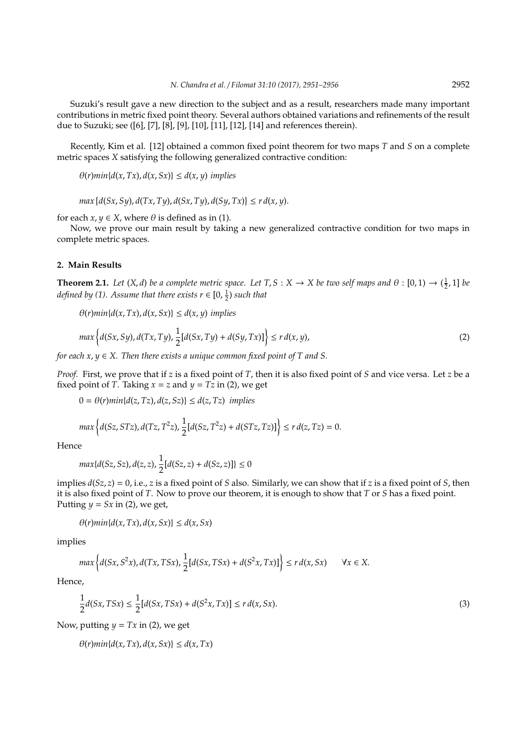Suzuki's result gave a new direction to the subject and as a result, researchers made many important contributions in metric fixed point theory. Several authors obtained variations and refinements of the result due to Suzuki; see ([6], [7], [8], [9], [10], [11], [12], [14] and references therein).

Recently, Kim et al. [12] obtained a common fixed point theorem for two maps $T$ and $S$ on a complete metric spaces $X$ satisfying the following generalized contractive condition:

$$\theta(r) min\{d(x, Tx), d(x, Sx)\} \leq d(x, y) \textit{ implies}$$

$$max\{d(Sx, Sy), d(Tx, Ty), d(Sx, Ty), d(Sy, Tx)\} \leq r\, d(x, y).$$

for each $x, y \in X$, where $\theta$ is defined as in (1).

Now, we prove our main result by taking a new generalized contractive condition for two maps in complete metric spaces.

## 2. Main Results

**Theorem 2.1.** *Let $(X, d)$ be a complete metric space. Let $T, S : X \to X$ be two self maps and $\theta : [0, 1) \to (\frac{1}{2}, 1]$ be defined by (1). Assume that there exists $r \in [0, \frac{1}{2})$ such that*

$$\theta(r) min\{d(x, Tx), d(x, Sx)\} \leq d(x, y) \textit{ implies}$$

$$max\left\{d(Sx, Sy), d(Tx, Ty), \frac{1}{2}[d(Sx, Ty) + d(Sy, Tx)]\right\} \leq r\, d(x, y), \tag{2}$$

*for each $x, y \in X$. Then there exists a unique common fixed point of $T$ and $S$.*

*Proof.* First, we prove that if $z$ is a fixed point of $T$, then it is also fixed point of $S$ and vice versa. Let $z$ be a fixed point of $T$. Taking $x = z$ and $y = Tz$ in (2), we get

$$0 = \theta(r) min\{d(z, Tz), d(z, Sz)\} \leq d(z, Tz) \textit{ implies}$$

$$max\left\{d(Sz, STz), d(Tz, T^2z), \frac{1}{2}[d(Sz, T^2z) + d(STz, Tz)]\right\} \leq r\, d(z, Tz) = 0.$$

Hence

$$max\{d(Sz, Sz), d(z, z), \frac{1}{2}[d(Sz, z) + d(Sz, z)]\} \leq 0$$

implies $d(Sz, z) = 0$, i.e., $z$ is a fixed point of $S$ also. Similarly, we can show that if $z$ is a fixed point of $S$, then it is also fixed point of $T$. Now to prove our theorem, it is enough to show that $T$ or $S$ has a fixed point. Putting $y = Sx$ in (2), we get,

$$\theta(r) min\{d(x, Tx), d(x, Sx)\} \leq d(x, Sx)$$

implies

$$max\left\{d(Sx, S^2x), d(Tx, TSx), \frac{1}{2}[d(Sx, TSx) + d(S^2x, Tx)]\right\} \leq r\, d(x, Sx) \qquad \forall x \in X.$$

Hence,

$$\frac{1}{2}d(Sx, TSx) \leq \frac{1}{2}[d(Sx, TSx) + d(S^2x, Tx)] \leq r\, d(x, Sx). \tag{3}$$

Now, putting $y = Tx$ in (2), we get

$$\theta(r) min\{d(x, Tx), d(x, Sx)\} \leq d(x, Tx)$$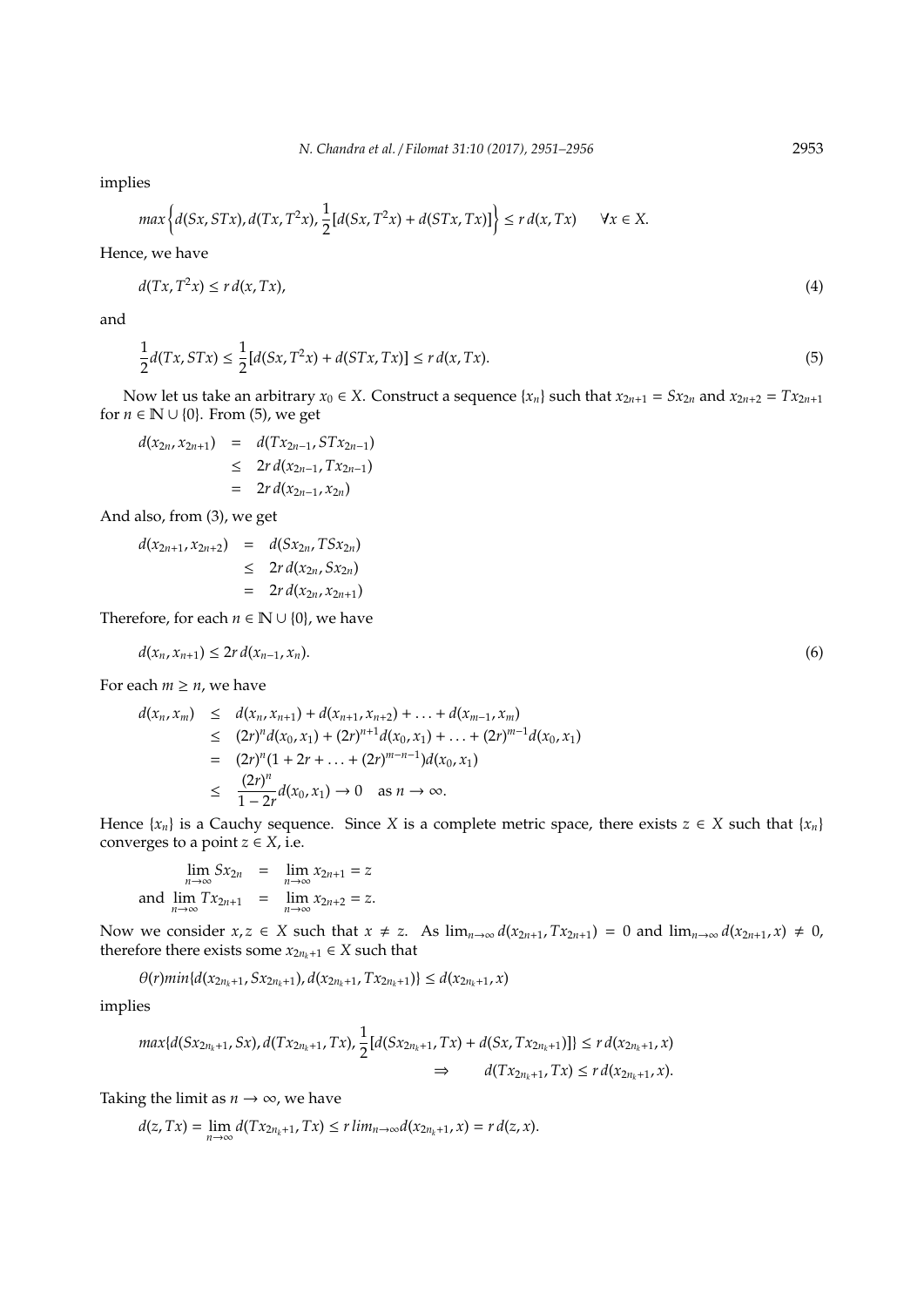implies

$$max\left\{d(Sx, STx), d(Tx, T^2x), \frac{1}{2}[d(Sx, T^2x) + d(STx, Tx)]\right\} \leq r\, d(x, Tx) \qquad \forall x \in X.$$

Hence, we have

$$d(Tx, T^2x) \leq r\, d(x, Tx), \tag{4}$$

and

$$\frac{1}{2}d(Tx, STx) \leq \frac{1}{2}[d(Sx, T^2x) + d(STx, Tx)] \leq r\, d(x, Tx). \tag{5}$$

Now let us take an arbitrary $x_0 \in X$. Construct a sequence $\{x_n\}$ such that $x_{2n+1} = Sx_{2n}$ and $x_{2n+2} = Tx_{2n+1}$ for $n \in \mathbb{N} \cup \{0\}$. From (5), we get

$$\begin{aligned} d(x_{2n}, x_{2n+1}) &= d(Tx_{2n-1}, STx_{2n-1}) \\ &\leq 2r\, d(x_{2n-1}, Tx_{2n-1}) \\ &= 2r\, d(x_{2n-1}, x_{2n}) \end{aligned}$$

And also, from (3), we get

$$\begin{aligned} d(x_{2n+1}, x_{2n+2}) &= d(Sx_{2n}, TSx_{2n}) \\ &\leq 2r\, d(x_{2n}, Sx_{2n}) \\ &= 2r\, d(x_{2n}, x_{2n+1}) \end{aligned}$$

Therefore, for each $n \in \mathbb{N} \cup \{0\}$, we have

$$d(x_n, x_{n+1}) \leq 2r\, d(x_{n-1}, x_n). \tag{6}$$

For each $m \geq n$, we have

$$\begin{aligned} d(x_n, x_m) &\leq d(x_n, x_{n+1}) + d(x_{n+1}, x_{n+2}) + \ldots + d(x_{m-1}, x_m) \\ &\leq (2r)^n d(x_0, x_1) + (2r)^{n+1} d(x_0, x_1) + \ldots + (2r)^{m-1} d(x_0, x_1) \\ &= (2r)^n (1 + 2r + \ldots + (2r)^{m-n-1}) d(x_0, x_1) \\ &\leq \frac{(2r)^n}{1 - 2r} d(x_0, x_1) \to 0 \quad \text{as } n \to \infty. \end{aligned}$$

Hence $\{x_n\}$ is a Cauchy sequence. Since $X$ is a complete metric space, there exists $z \in X$ such that $\{x_n\}$ converges to a point $z \in X$, i.e.

$$\begin{aligned} \lim_{n\to\infty} Sx_{2n} &= \lim_{n\to\infty} x_{2n+1} = z \\ \text{and } \lim_{n\to\infty} Tx_{2n+1} &= \lim_{n\to\infty} x_{2n+2} = z. \end{aligned}$$

Now we consider $x, z \in X$ such that $x \neq z$. As $\lim_{n\to\infty} d(x_{2n+1}, Tx_{2n+1}) = 0$ and $\lim_{n\to\infty} d(x_{2n+1}, x) \neq 0$, therefore there exists some $x_{2n_k+1} \in X$ such that

$$\theta(r) min\{d(x_{2n_k+1}, Sx_{2n_k+1}), d(x_{2n_k+1}, Tx_{2n_k+1})\} \leq d(x_{2n_k+1}, x)$$

implies

$$\begin{aligned} max\{d(Sx_{2n_k+1}, Sx), d(Tx_{2n_k+1}, Tx), \frac{1}{2}[d(Sx_{2n_k+1}, Tx) + d(Sx, Tx_{2n_k+1})]\} &\leq r\, d(x_{2n_k+1}, x) \\ \Rightarrow \qquad d(Tx_{2n_k+1}, Tx) &\leq r\, d(x_{2n_k+1}, x). \end{aligned}$$

Taking the limit as $n \to \infty$, we have

$$d(z, Tx) = \lim_{n\to\infty} d(Tx_{2n_k+1}, Tx) \leq r\, lim_{n\to\infty} d(x_{2n_k+1}, x) = r\, d(z, x).$$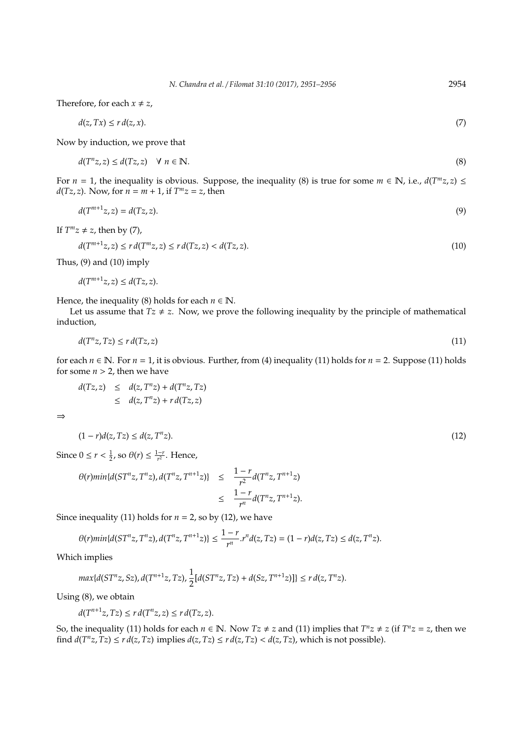Therefore, for each $x \neq z$,

$$d(z, Tx) \leq r\, d(z, x). \tag{7}$$

Now by induction, we prove that

$$d(T^n z, z) \leq d(Tz, z) \quad \forall\, n \in \mathbb{N}. \tag{8}$$

For $n = 1$, the inequality is obvious. Suppose, the inequality (8) is true for some $m \in \mathbb{N}$, i.e., $d(T^m z, z) \leq d(Tz, z)$. Now, for $n = m + 1$, if $T^m z = z$, then

$$d(T^{m+1} z, z) = d(Tz, z). \tag{9}$$

If $T^m z \neq z$, then by (7),

$$d(T^{m+1} z, z) \leq r\, d(T^m z, z) \leq r\, d(Tz, z) < d(Tz, z). \tag{10}$$

Thus, (9) and (10) imply

$$d(T^{m+1} z, z) \leq d(Tz, z).$$

Hence, the inequality (8) holds for each $n \in \mathbb{N}$.

Let us assume that $Tz \neq z$. Now, we prove the following inequality by the principle of mathematical induction,

$$d(T^n z, Tz) \leq r\, d(Tz, z) \tag{11}$$

for each $n \in \mathbb{N}$. For $n = 1$, it is obvious. Further, from (4) inequality (11) holds for $n = 2$. Suppose (11) holds for some $n > 2$, then we have

$$\begin{aligned} d(Tz, z) &\leq d(z, T^n z) + d(T^n z, Tz) \\ &\leq d(z, T^n z) + r\, d(Tz, z) \end{aligned}$$

$\Rightarrow$

$$(1 - r) d(z, Tz) \leq d(z, T^n z). \tag{12}$$

Since $0 \leq r < \frac{1}{2}$, so $\theta(r) \leq \frac{1-r}{r^2}$. Hence,

$$\begin{aligned} \theta(r) min\{d(ST^n z, T^n z), d(T^n z, T^{n+1} z)\} &\leq \frac{1-r}{r^2} d(T^n z, T^{n+1} z) \\ &\leq \frac{1-r}{r^n} d(T^n z, T^{n+1} z). \end{aligned}$$

Since inequality (11) holds for $n = 2$, so by (12), we have

$$\theta(r) min\{d(ST^n z, T^n z), d(T^n z, T^{n+1} z)\} \leq \frac{1-r}{r^n}.r^n d(z, Tz) = (1 - r) d(z, Tz) \leq d(z, T^n z).$$

Which implies

$$max\{d(ST^n z, Sz), d(T^{n+1} z, Tz), \frac{1}{2}[d(ST^n z, Tz) + d(Sz, T^{n+1} z)]\} \leq r\, d(z, T^n z).$$

Using (8), we obtain

$$d(T^{n+1} z, Tz) \leq r\, d(T^n z, z) \leq r\, d(Tz, z).$$

So, the inequality (11) holds for each $n \in \mathbb{N}$. Now $Tz \neq z$ and (11) implies that $T^n z \neq z$ (if $T^n z = z$, then we find $d(T^n z, Tz) \leq r\, d(z, Tz)$ implies $d(z, Tz) \leq r\, d(z, Tz) < d(z, Tz)$, which is not possible).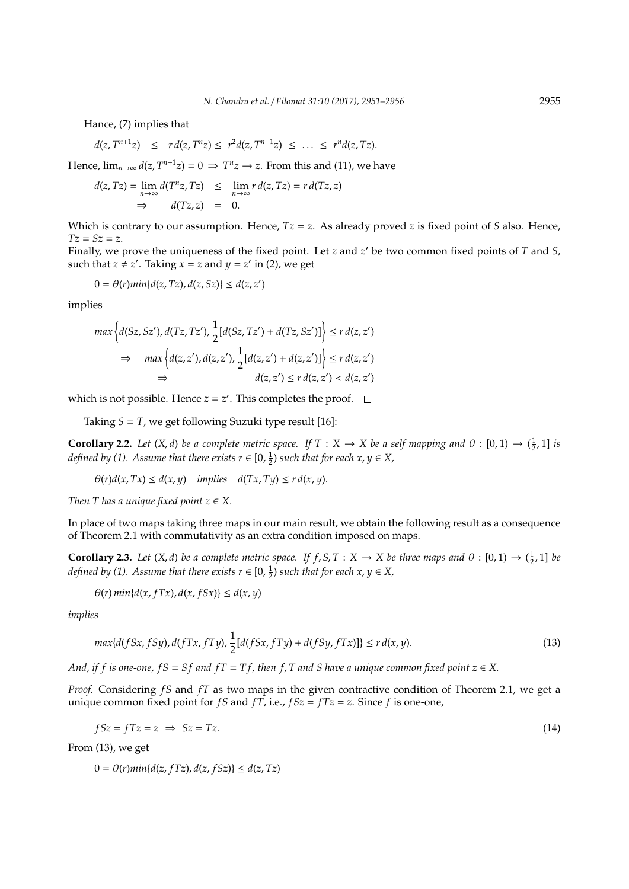Hance, (7) implies that

$$d(z, T^{n+1}z) \leq r\, d(z, T^n z) \leq r^2 d(z, T^{n-1}z) \leq \ldots \leq r^n d(z, Tz).$$

Hence, $\lim_{n\to\infty} d(z, T^{n+1}z) = 0 \Rightarrow T^n z \to z$. From this and (11), we have

$$\begin{aligned} d(z, Tz) = \lim_{n\to\infty} d(T^n z, Tz) &\leq \lim_{n\to\infty} r\, d(z, Tz) = r\, d(Tz, z) \\ \Rightarrow \quad d(Tz, z) &= 0. \end{aligned}$$

Which is contrary to our assumption. Hence, $Tz = z$. As already proved $z$ is fixed point of $S$ also. Hence, $Tz = Sz = z$.

Finally, we prove the uniqueness of the fixed point. Let $z$ and $z'$ be two common fixed points of $T$ and $S$, such that $z \neq z'$. Taking $x = z$ and $y = z'$ in (2), we get

$$0 = \theta(r) min\{d(z, Tz), d(z, Sz)\} \leq d(z, z')$$

implies

$$\begin{aligned} max\left\{d(Sz, Sz'), d(Tz, Tz'), \frac{1}{2}[d(Sz, Tz') + d(Tz, Sz')]\right\} &\leq r\, d(z, z') \\ \Rightarrow \quad max\left\{d(z, z'), d(z, z'), \frac{1}{2}[d(z, z') + d(z, z')]\right\} &\leq r\, d(z, z') \\ \Rightarrow \quad d(z, z') \leq r\, d(z, z') &< d(z, z') \end{aligned}$$

which is not possible. Hence $z = z'$. This completes the proof. □

Taking $S = T$, we get following Suzuki type result [16]:

**Corollary 2.2.** *Let $(X, d)$ be a complete metric space. If $T : X \to X$ be a self mapping and $\theta : [0, 1) \to (\frac{1}{2}, 1]$ is defined by (1). Assume that there exists $r \in [0, \frac{1}{2})$ such that for each $x, y \in X$,*

$$\theta(r) d(x, Tx) \leq d(x, y) \quad implies \quad d(Tx, Ty) \leq r\, d(x, y).$$

*Then $T$ has a unique fixed point $z \in X$.*

In place of two maps taking three maps in our main result, we obtain the following result as a consequence of Theorem 2.1 with commutativity as an extra condition imposed on maps.

**Corollary 2.3.** *Let $(X, d)$ be a complete metric space. If $f, S, T : X \to X$ be three maps and $\theta : [0, 1) \to (\frac{1}{2}, 1]$ be defined by (1). Assume that there exists $r \in [0, \frac{1}{2})$ such that for each $x, y \in X$,*

$$\theta(r)\, min\{d(x, fTx), d(x, fSx)\} \leq d(x, y)$$

*implies*

$$max\{d(fSx, fSy), d(fTx, fTy), \frac{1}{2}[d(fSx, fTy) + d(fSy, fTx)]\} \leq r\, d(x, y). \tag{13}$$

*And, if $f$ is one-one, $fS = Sf$ and $fT = Tf$, then $f, T$ and $S$ have a unique common fixed point $z \in X$.*

*Proof.* Considering $fS$ and $fT$ as two maps in the given contractive condition of Theorem 2.1, we get a unique common fixed point for $fS$ and $fT$, i.e., $fSz = fTz = z$. Since $f$ is one-one,

$$fSz = fTz = z \Rightarrow Sz = Tz. \tag{14}$$

From (13), we get

$$0 = \theta(r) min\{d(z, fTz), d(z, fSz)\} \leq d(z, Tz)$$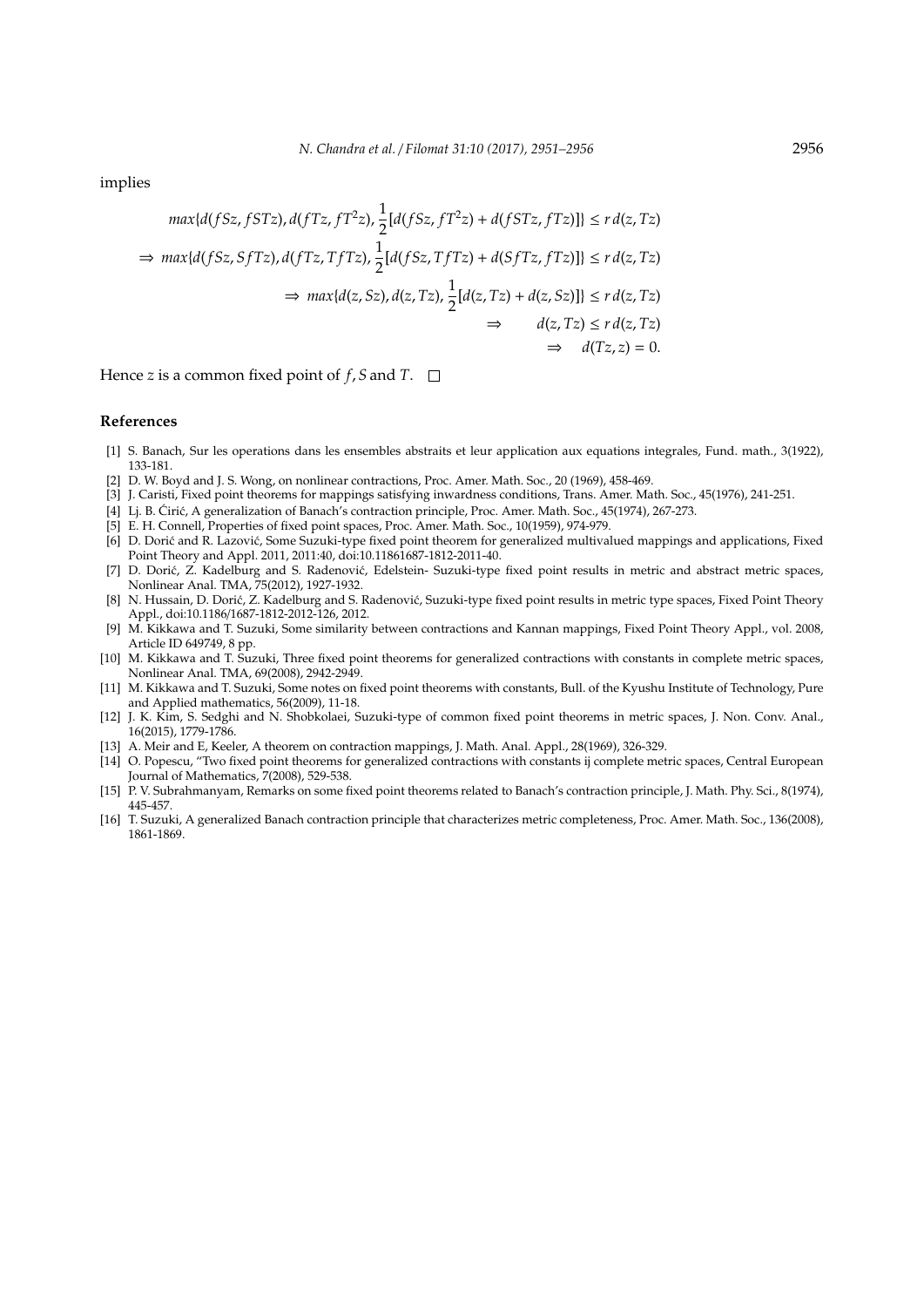implies

$$
\begin{aligned}
& max\{d(fSz, fSTz), d(fTz, fT^2z), \frac{1}{2}[d(fSz, fT^2z) + d(fSTz, fTz)]\} \le r\, d(z, Tz) \\
\Rightarrow\ & max\{d(fSz, SfTz), d(fTz, TfTz), \frac{1}{2}[d(fSz, TfTz) + d(SfTz, fTz)]\} \le r\, d(z, Tz) \\
& \Rightarrow\ max\{d(z, Sz), d(z, Tz), \frac{1}{2}[d(z, Tz) + d(z, Sz)]\} \le r\, d(z, Tz) \\
& \qquad \Rightarrow \quad d(z, Tz) \le r\, d(z, Tz) \\
& \qquad \Rightarrow \quad d(Tz, z) = 0.
\end{aligned}
$$

Hence $z$ is a common fixed point of $f$, $S$ and $T$. □

## References

[1] S. Banach, Sur les operations dans les ensembles abstraits et leur application aux equations integrales, Fund. math., 3(1922), 133-181.

[2] D. W. Boyd and J. S. Wong, on nonlinear contractions, Proc. Amer. Math. Soc., 20 (1969), 458-469.

[3] J. Caristi, Fixed point theorems for mappings satisfying inwardness conditions, Trans. Amer. Math. Soc., 45(1976), 241-251.

[4] Lj. B. Ćirić, A generalization of Banach's contraction principle, Proc. Amer. Math. Soc., 45(1974), 267-273.

[5] E. H. Connell, Properties of fixed point spaces, Proc. Amer. Math. Soc., 10(1959), 974-979.

[6] D. Dorić and R. Lazović, Some Suzuki-type fixed point theorem for generalized multivalued mappings and applications, Fixed Point Theory and Appl. 2011, 2011:40, doi:10.11861687-1812-2011-40.

[7] D. Dorić, Z. Kadelburg and S. Radenović, Edelstein- Suzuki-type fixed point results in metric and abstract metric spaces, Nonlinear Anal. TMA, 75(2012), 1927-1932.

[8] N. Hussain, D. Dorić, Z. Kadelburg and S. Radenović, Suzuki-type fixed point results in metric type spaces, Fixed Point Theory Appl., doi:10.1186/1687-1812-2012-126, 2012.

[9] M. Kikkawa and T. Suzuki, Some similarity between contractions and Kannan mappings, Fixed Point Theory Appl., vol. 2008, Article ID 649749, 8 pp.

[10] M. Kikkawa and T. Suzuki, Three fixed point theorems for generalized contractions with constants in complete metric spaces, Nonlinear Anal. TMA, 69(2008), 2942-2949.

[11] M. Kikkawa and T. Suzuki, Some notes on fixed point theorems with constants, Bull. of the Kyushu Institute of Technology, Pure and Applied mathematics, 56(2009), 11-18.

[12] J. K. Kim, S. Sedghi and N. Shobkolaei, Suzuki-type of common fixed point theorems in metric spaces, J. Non. Conv. Anal., 16(2015), 1779-1786.

[13] A. Meir and E, Keeler, A theorem on contraction mappings, J. Math. Anal. Appl., 28(1969), 326-329.

[14] O. Popescu, "Two fixed point theorems for generalized contractions with constants ij complete metric spaces, Central European Journal of Mathematics, 7(2008), 529-538.

[15] P. V. Subrahmanyam, Remarks on some fixed point theorems related to Banach's contraction principle, J. Math. Phy. Sci., 8(1974), 445-457.

[16] T. Suzuki, A generalized Banach contraction principle that characterizes metric completeness, Proc. Amer. Math. Soc., 136(2008), 1861-1869.